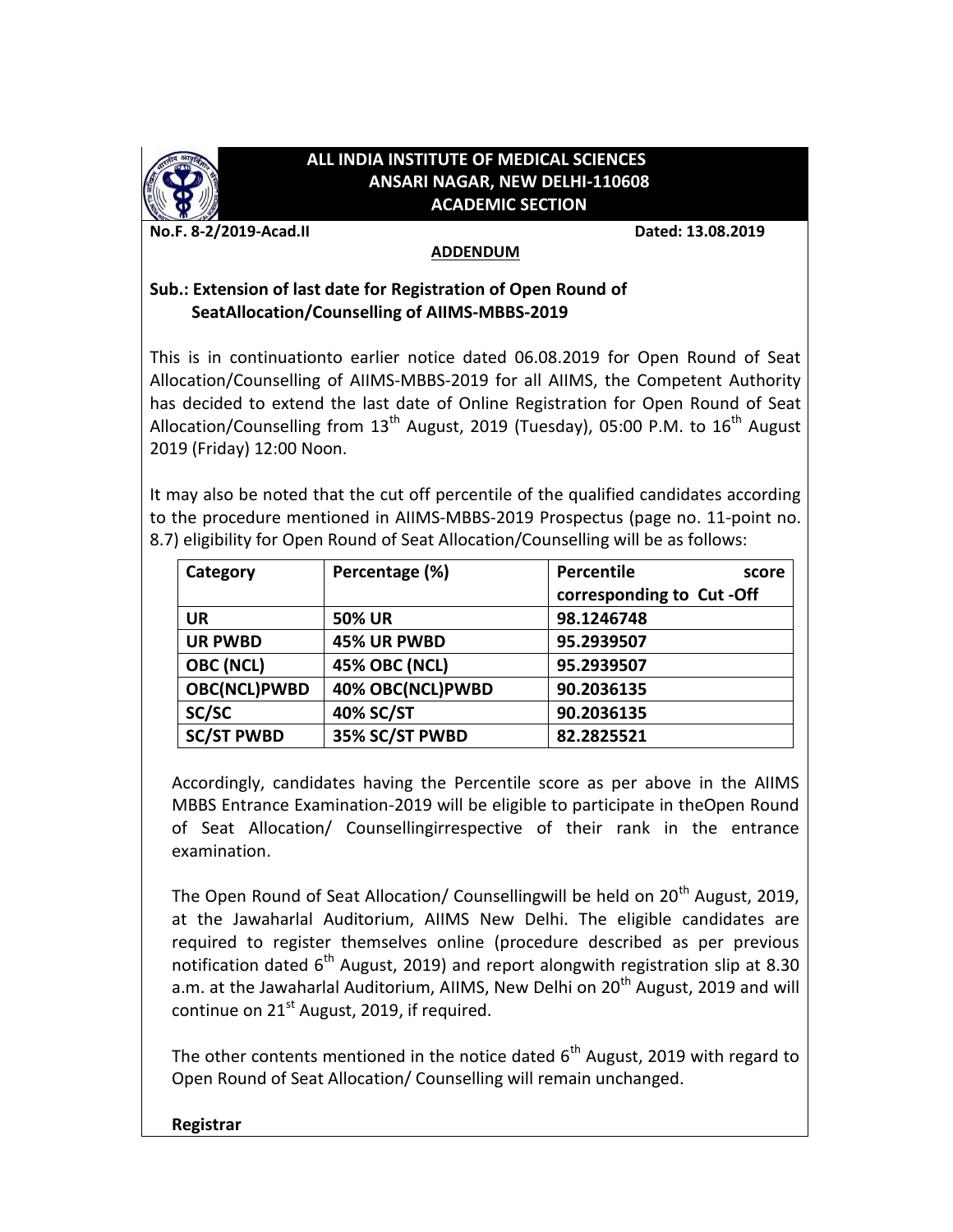# ALL INDIA INSTITUTE OF MEDICAL SCIENCES
## ANSARI NAGAR, NEW DELHI-110608
## ACADEMIC SECTION

**No.F. 8-2/2019-Acad.II** **Dated: 13.08.2019**

**ADDENDUM**

**Sub.: Extension of last date for Registration of Open Round of SeatAllocation/Counselling of AIIMS-MBBS-2019**

This is in continuationto earlier notice dated 06.08.2019 for Open Round of Seat Allocation/Counselling of AIIMS-MBBS-2019 for all AIIMS, the Competent Authority has decided to extend the last date of Online Registration for Open Round of Seat Allocation/Counselling from 13th August, 2019 (Tuesday), 05:00 P.M. to 16th August 2019 (Friday) 12:00 Noon.

It may also be noted that the cut off percentile of the qualified candidates according to the procedure mentioned in AIIMS-MBBS-2019 Prospectus (page no. 11-point no. 8.7) eligibility for Open Round of Seat Allocation/Counselling will be as follows:

| Category | Percentage (%) | Percentile score corresponding to Cut -Off |
|---|---|---|
| **UR** | **50% UR** | **98.1246748** |
| **UR PWBD** | **45% UR PWBD** | **95.2939507** |
| **OBC (NCL)** | **45% OBC (NCL)** | **95.2939507** |
| **OBC(NCL)PWBD** | **40% OBC(NCL)PWBD** | **90.2036135** |
| **SC/SC** | **40% SC/ST** | **90.2036135** |
| **SC/ST PWBD** | **35% SC/ST PWBD** | **82.2825521** |

Accordingly, candidates having the Percentile score as per above in the AIIMS MBBS Entrance Examination-2019 will be eligible to participate in theOpen Round of Seat Allocation/ Counsellingirrespective of their rank in the entrance examination.

The Open Round of Seat Allocation/ Counsellingwill be held on 20th August, 2019, at the Jawaharlal Auditorium, AIIMS New Delhi. The eligible candidates are required to register themselves online (procedure described as per previous notification dated 6th August, 2019) and report alongwith registration slip at 8.30 a.m. at the Jawaharlal Auditorium, AIIMS, New Delhi on 20th August, 2019 and will continue on 21st August, 2019, if required.

The other contents mentioned in the notice dated 6th August, 2019 with regard to Open Round of Seat Allocation/ Counselling will remain unchanged.

**Registrar**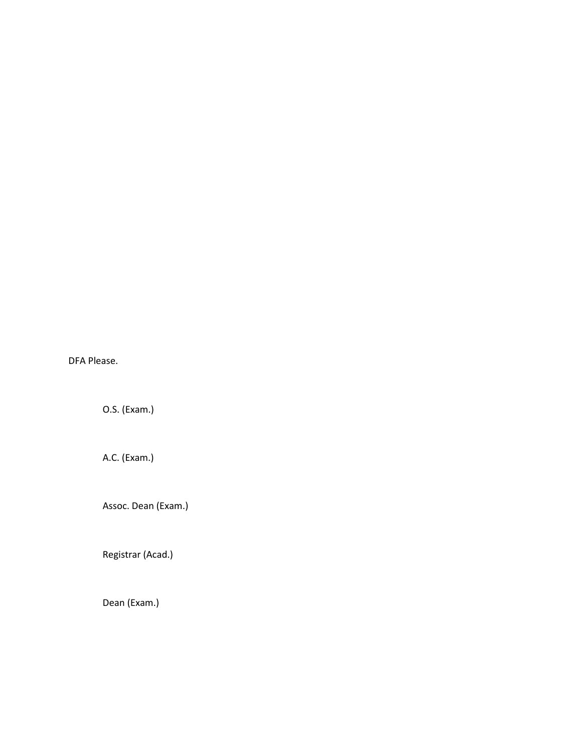DFA Please.

O.S. (Exam.)

A.C. (Exam.)

Assoc. Dean (Exam.)

Registrar (Acad.)

Dean (Exam.)